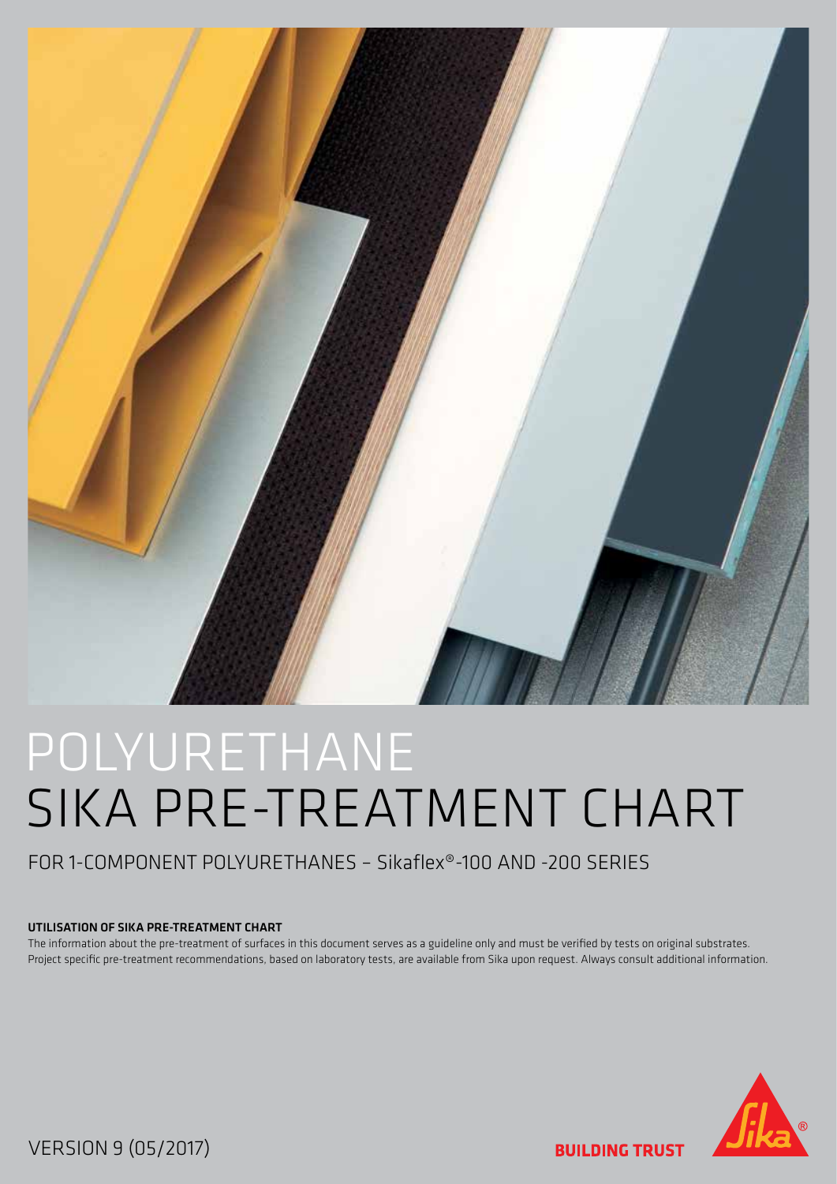# POLYURETHANE
# SIKA PRE-TREATMENT CHART

## FOR 1-COMPONENT POLYURETHANES – Sikaflex®-100 AND -200 SERIES

**UTILISATION OF SIKA PRE-TREATMENT CHART**

The information about the pre-treatment of surfaces in this document serves as a guideline only and must be verified by tests on original substrates. Project specific pre-treatment recommendations, based on laboratory tests, are available from Sika upon request. Always consult additional information.

VERSION 9 (05/2017)

**BUILDING TRUST**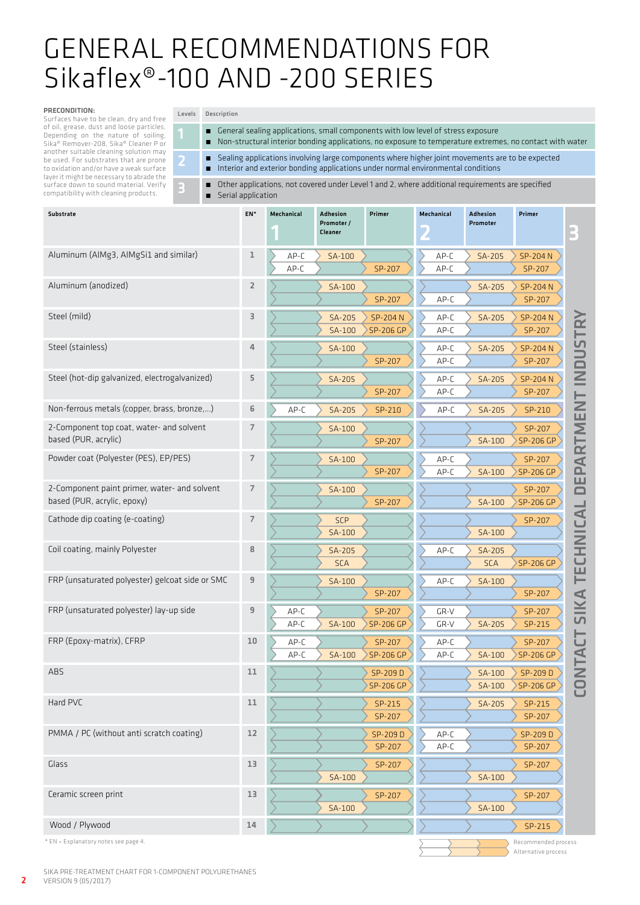# GENERAL RECOMMENDATIONS FOR Sikaflex®-100 AND -200 SERIES

**PRECONDITION:**
Surfaces have to be clean, dry and free of oil, grease, dust and loose particles. Depending on the nature of soiling, Sika® Remover-208, Sika® Cleaner P or another suitable cleaning solution may be used. For substrates that are prone to oxidation and/or have a weak surface layer it might be necessary to abrade the surface down to sound material. Verify compatibility with cleaning products.

| Levels | Description |
|---|---|
| 1 | ■ General sealing applications, small components with low level of stress exposure<br>■ Non-structural interior bonding applications, no exposure to temperature extremes, no contact with water |
| 2 | ■ Sealing applications involving large components where higher joint movements are to be expected<br>■ Interior and exterior bonding applications under normal environmental conditions |
| 3 | ■ Other applications, not covered under Level 1 and 2, where additional requirements are specified<br>■ Serial application |

| Substrate | EN* | 1: Mechanical | 1: Adhesion Promoter / Cleaner | 1: Primer | 2: Mechanical | 2: Adhesion Promoter | 2: Primer | 3 |
|---|---|---|---|---|---|---|---|---|
| Aluminum (AlMg3, AlMgSi1 and similar) | 1 | AP-C | SA-100 | | AP-C | SA-205 | SP-204 N | CONTACT SIKA TECHNICAL DEPARTMENT INDUSTRY |
| | | AP-C | | SP-207 | AP-C | | SP-207 | |
| Aluminum (anodized) | 2 | | SA-100 | | | SA-205 | SP-204 N | |
| | | | | SP-207 | AP-C | | SP-207 | |
| Steel (mild) | 3 | | SA-205 | SP-204 N | AP-C | SA-205 | SP-204 N | |
| | | | SA-100 | SP-206 GP | AP-C | | SP-207 | |
| Steel (stainless) | 4 | | SA-100 | | AP-C | SA-205 | SP-204 N | |
| | | | | SP-207 | AP-C | | SP-207 | |
| Steel (hot-dip galvanized, electrogalvanized) | 5 | | SA-205 | | AP-C | SA-205 | SP-204 N | |
| | | | | SP-207 | AP-C | | SP-207 | |
| Non-ferrous metals (copper, brass, bronze,...) | 6 | AP-C | SA-205 | SP-210 | AP-C | SA-205 | SP-210 | |
| 2-Component top coat, water- and solvent based (PUR, acrylic) | 7 | | SA-100 | | | | SP-207 | |
| | | | | SP-207 | | SA-100 | SP-206 GP | |
| Powder coat (Polyester (PES), EP/PES) | 7 | | SA-100 | | AP-C | | SP-207 | |
| | | | | SP-207 | AP-C | SA-100 | SP-206 GP | |
| 2-Component paint primer, water- and solvent based (PUR, acrylic, epoxy) | 7 | | SA-100 | | | | SP-207 | |
| | | | | SP-207 | | SA-100 | SP-206 GP | |
| Cathode dip coating (e-coating) | 7 | | SCP | | | | SP-207 | |
| | | | SA-100 | | | SA-100 | | |
| Coil coating, mainly Polyester | 8 | | SA-205 | | AP-C | SA-205 | | |
| | | | SCA | | | SCA | SP-206 GP | |
| FRP (unsaturated polyester) gelcoat side or SMC | 9 | | SA-100 | | AP-C | SA-100 | | |
| | | | | SP-207 | | | SP-207 | |
| FRP (unsaturated polyester) lay-up side | 9 | AP-C | | SP-207 | GR-V | | SP-207 | |
| | | AP-C | SA-100 | SP-206 GP | GR-V | SA-205 | SP-215 | |
| FRP (Epoxy-matrix), CFRP | 10 | AP-C | | SP-207 | AP-C | | SP-207 | |
| | | AP-C | SA-100 | SP-206 GP | AP-C | SA-100 | SP-206 GP | |
| ABS | 11 | | | SP-209 D | | SA-100 | SP-209 D | |
| | | | | SP-206 GP | | SA-100 | SP-206 GP | |
| Hard PVC | 11 | | | SP-215 | | SA-205 | SP-215 | |
| | | | | SP-207 | | | SP-207 | |
| PMMA / PC (without anti scratch coating) | 12 | | | SP-209 D | AP-C | | SP-209 D | |
| | | | | SP-207 | AP-C | | SP-207 | |
| Glass | 13 | | | SP-207 | | | SP-207 | |
| | | | SA-100 | | | SA-100 | | |
| Ceramic screen print | 13 | | | SP-207 | | | SP-207 | |
| | | | SA-100 | | | SA-100 | | |
| Wood / Plywood | 14 | | | | | | SP-215 | |

\* EN = Explanatory notes see page 4.

Upper row: Recommended process
Lower row: Alternative process

SIKA PRE-TREATMENT CHART FOR 1-COMPONENT POLYURETHANES
VERSION 9 (05/2017)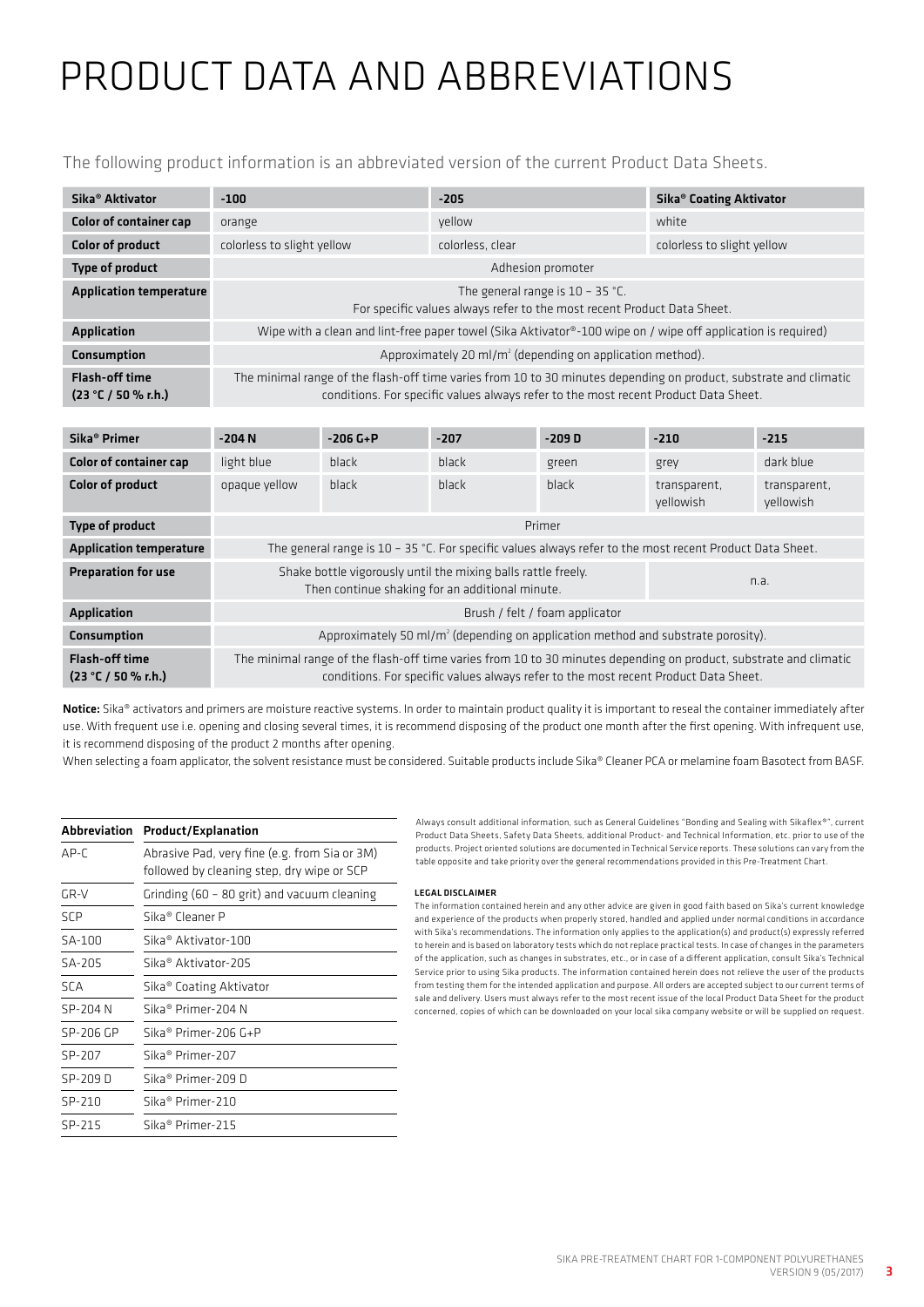# PRODUCT DATA AND ABBREVIATIONS

The following product information is an abbreviated version of the current Product Data Sheets.

| Sika® Aktivator | -100 | -205 | Sika® Coating Aktivator |
|---|---|---|---|
| Color of container cap | orange | yellow | white |
| Color of product | colorless to slight yellow | colorless, clear | colorless to slight yellow |
| Type of product | Adhesion promoter | | |
| Application temperature | The general range is 10 – 35 °C. For specific values always refer to the most recent Product Data Sheet. | | |
| Application | Wipe with a clean and lint-free paper towel (Sika Aktivator®-100 wipe on / wipe off application is required) | | |
| Consumption | Approximately 20 ml/m² (depending on application method). | | |
| Flash-off time (23 °C / 50 % r.h.) | The minimal range of the flash-off time varies from 10 to 30 minutes depending on product, substrate and climatic conditions. For specific values always refer to the most recent Product Data Sheet. | | |

| Sika® Primer | -204 N | -206 G+P | -207 | -209 D | -210 | -215 |
|---|---|---|---|---|---|---|
| Color of container cap | light blue | black | black | green | grey | dark blue |
| Color of product | opaque yellow | black | black | black | transparent, yellowish | transparent, yellowish |
| Type of product | Primer | | | | | |
| Application temperature | The general range is 10 – 35 °C. For specific values always refer to the most recent Product Data Sheet. | | | | | |
| Preparation for use | Shake bottle vigorously until the mixing balls rattle freely. Then continue shaking for an additional minute. | | | | n.a. | |
| Application | Brush / felt / foam applicator | | | | | |
| Consumption | Approximately 50 ml/m² (depending on application method and substrate porosity). | | | | | |
| Flash-off time (23 °C / 50 % r.h.) | The minimal range of the flash-off time varies from 10 to 30 minutes depending on product, substrate and climatic conditions. For specific values always refer to the most recent Product Data Sheet. | | | | | |

**Notice:** Sika® activators and primers are moisture reactive systems. In order to maintain product quality it is important to reseal the container immediately after use. With frequent use i.e. opening and closing several times, it is recommend disposing of the product one month after the first opening. With infrequent use, it is recommend disposing of the product 2 months after opening.

When selecting a foam applicator, the solvent resistance must be considered. Suitable products include Sika® Cleaner PCA or melamine foam Basotect from BASF.

| Abbreviation | Product/Explanation |
|---|---|
| AP-C | Abrasive Pad, very fine (e.g. from Sia or 3M) followed by cleaning step, dry wipe or SCP |
| GR-V | Grinding (60 – 80 grit) and vacuum cleaning |
| SCP | Sika® Cleaner P |
| SA-100 | Sika® Aktivator-100 |
| SA-205 | Sika® Aktivator-205 |
| SCA | Sika® Coating Aktivator |
| SP-204 N | Sika® Primer-204 N |
| SP-206 GP | Sika® Primer-206 G+P |
| SP-207 | Sika® Primer-207 |
| SP-209 D | Sika® Primer-209 D |
| SP-210 | Sika® Primer-210 |
| SP-215 | Sika® Primer-215 |

Always consult additional information, such as General Guidelines "Bonding and Sealing with Sikaflex®", current Product Data Sheets, Safety Data Sheets, additional Product- and Technical Information, etc. prior to use of the products. Project oriented solutions are documented in Technical Service reports. These solutions can vary from the table opposite and take priority over the general recommendations provided in this Pre-Treatment Chart.

**LEGAL DISCLAIMER**

The information contained herein and any other advice are given in good faith based on Sika's current knowledge and experience of the products when properly stored, handled and applied under normal conditions in accordance with Sika's recommendations. The information only applies to the application(s) and product(s) expressly referred to herein and is based on laboratory tests which do not replace practical tests. In case of changes in the parameters of the application, such as changes in substrates, etc., or in case of a different application, consult Sika's Technical Service prior to using Sika products. The information contained herein does not relieve the user of the products from testing them for the intended application and purpose. All orders are accepted subject to our current terms of sale and delivery. Users must always refer to the most recent issue of the local Product Data Sheet for the product concerned, copies of which can be downloaded on your local sika company website or will be supplied on request.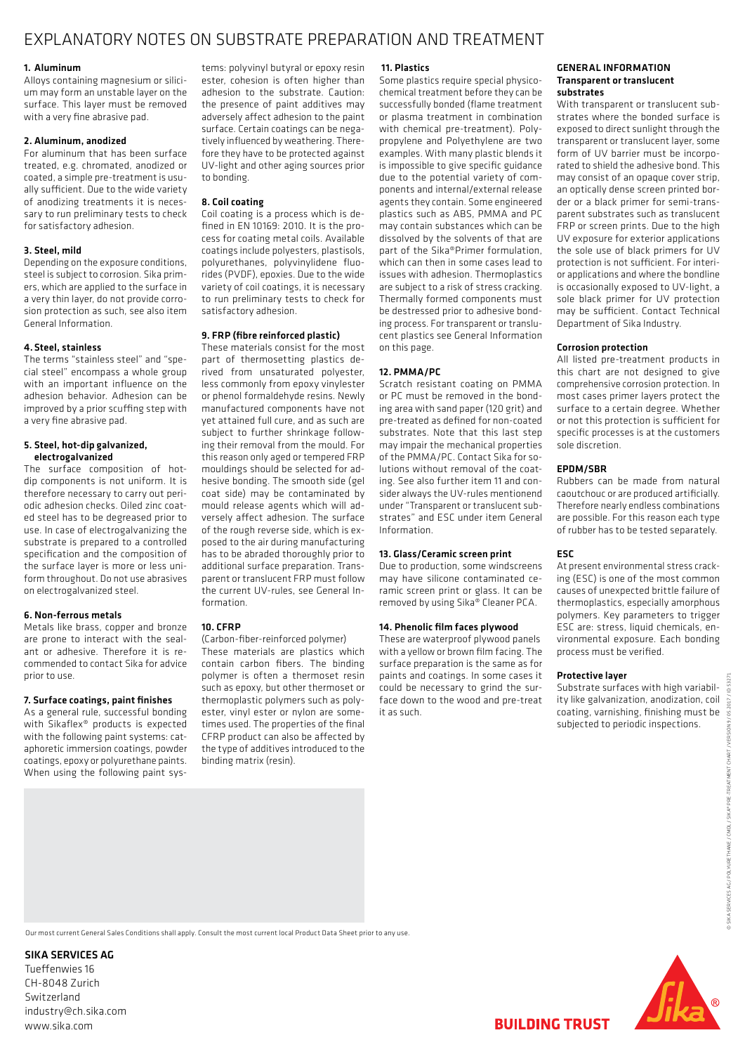# EXPLANATORY NOTES ON SUBSTRATE PREPARATION AND TREATMENT

### 1. Aluminum

Alloys containing magnesium or silicium may form an unstable layer on the surface. This layer must be removed with a very fine abrasive pad.

### 2. Aluminum, anodized

For aluminum that has been surface treated, e.g. chromated, anodized or coated, a simple pre-treatment is usually sufficient. Due to the wide variety of anodizing treatments it is necessary to run preliminary tests to check for satisfactory adhesion.

### 3. Steel, mild

Depending on the exposure conditions, steel is subject to corrosion. Sika primers, which are applied to the surface in a very thin layer, do not provide corrosion protection as such, see also item General Information.

### 4. Steel, stainless

The terms "stainless steel" and "special steel" encompass a whole group with an important influence on the adhesion behavior. Adhesion can be improved by a prior scuffing step with a very fine abrasive pad.

### 5. Steel, hot-dip galvanized, electrogalvanized

The surface composition of hot-dip components is not uniform. It is therefore necessary to carry out periodic adhesion checks. Oiled zinc coated steel has to be degreased prior to use. In case of electrogalvanizing the substrate is prepared to a controlled specification and the composition of the surface layer is more or less uniform throughout. Do not use abrasives on electrogalvanized steel.

### 6. Non-ferrous metals

Metals like brass, copper and bronze are prone to interact with the sealant or adhesive. Therefore it is recommended to contact Sika for advice prior to use.

### 7. Surface coatings, paint finishes

As a general rule, successful bonding with Sikaflex® products is expected with the following paint systems: cataphoretic immersion coatings, powder coatings, epoxy or polyurethane paints. When using the following paint systems: polyvinyl butyral or epoxy resin ester, cohesion is often higher than adhesion to the substrate. Caution: the presence of paint additives may adversely affect adhesion to the paint surface. Certain coatings can be negatively influenced by weathering. Therefore they have to be protected against UV-light and other aging sources prior to bonding.

### 8. Coil coating

Coil coating is a process which is defined in EN 10169: 2010. It is the process for coating metal coils. Available coatings include polyesters, plastisols, polyurethanes, polyvinylidene fluorides (PVDF), epoxies. Due to the wide variety of coil coatings, it is necessary to run preliminary tests to check for satisfactory adhesion.

### 9. FRP (fibre reinforced plastic)

These materials consist for the most part of thermosetting plastics derived from unsaturated polyester, less commonly from epoxy vinylester or phenol formaldehyde resins. Newly manufactured components have not yet attained full cure, and as such are subject to further shrinkage following their removal from the mould. For this reason only aged or tempered FRP mouldings should be selected for adhesive bonding. The smooth side (gel coat side) may be contaminated by mould release agents which will adversely affect adhesion. The surface of the rough reverse side, which is exposed to the air during manufacturing has to be abraded thoroughly prior to additional surface preparation. Transparent or translucent FRP must follow the current UV-rules, see General Information.

### 10. CFRP

(Carbon-fiber-reinforced polymer)
These materials are plastics which contain carbon fibers. The binding polymer is often a thermoset resin such as epoxy, but other thermoset or thermoplastic polymers such as polyester, vinyl ester or nylon are sometimes used. The properties of the final CFRP product can also be affected by the type of additives introduced to the binding matrix (resin).

### 11. Plastics

Some plastics require special physicochemical treatment before they can be successfully bonded (flame treatment or plasma treatment in combination with chemical pre-treatment). Polypropylene and Polyethylene are two examples. With many plastic blends it is impossible to give specific guidance due to the potential variety of components and internal/external release agents they contain. Some engineered plastics such as ABS, PMMA and PC may contain substances which can be dissolved by the solvents of that are part of the Sika®Primer formulation, which can then in some cases lead to issues with adhesion. Thermoplastics are subject to a risk of stress cracking. Thermally formed components must be destressed prior to adhesive bonding process. For transparent or translucent plastics see General Information on this page.

### 12. PMMA/PC

Scratch resistant coating on PMMA or PC must be removed in the bonding area with sand paper (120 grit) and pre-treated as defined for non-coated substrates. Note that this last step may impair the mechanical properties of the PMMA/PC. Contact Sika for solutions without removal of the coating. See also further item 11 and consider always the UV-rules mentionend under "Transparent or translucent substrates" and ESC under item General Information.

### 13. Glass/Ceramic screen print

Due to production, some windscreens may have silicone contaminated ceramic screen print or glass. It can be removed by using Sika® Cleaner PCA.

### 14. Phenolic film faces plywood

These are waterproof plywood panels with a yellow or brown film facing. The surface preparation is the same as for paints and coatings. In some cases it could be necessary to grind the surface down to the wood and pre-treat it as such.

## GENERAL INFORMATION

### Transparent or translucent substrates

With transparent or translucent substrates where the bonded surface is exposed to direct sunlight through the transparent or translucent layer, some form of UV barrier must be incorporated to shield the adhesive bond. This may consist of an opaque cover strip, an optically dense screen printed border or a black primer for semi-transparent substrates such as translucent FRP or screen prints. Due to the high UV exposure for exterior applications the sole use of black primers for UV protection is not sufficient. For interior applications and where the bondline is occasionally exposed to UV-light, a sole black primer for UV protection may be sufficient. Contact Technical Department of Sika Industry.

### Corrosion protection

All listed pre-treatment products in this chart are not designed to give comprehensive corrosion protection. In most cases primer layers protect the surface to a certain degree. Whether or not this protection is sufficient for specific processes is at the customers sole discretion.

### EPDM/SBR

Rubbers can be made from natural caoutchouc or are produced artificially. Therefore nearly endless combinations are possible. For this reason each type of rubber has to be tested separately.

### ESC

At present environmental stress cracking (ESC) is one of the most common causes of unexpected brittle failure of thermoplastics, especially amorphous polymers. Key parameters to trigger ESC are: stress, liquid chemicals, environmental exposure. Each bonding process must be verified.

### Protective layer

Substrate surfaces with high variability like galvanization, anodization, coil coating, varnishing, finishing must be subjected to periodic inspections.

Our most current General Sales Conditions shall apply. Consult the most current local Product Data Sheet prior to any use.

**SIKA SERVICES AG**
Tueffenwies 16
CH-8048 Zurich
Switzerland
industry@ch.sika.com
www.sika.com

**BUILDING TRUST**

© SIKA SERVICES AG / POLYURETHANE / CMDL / SIKA® PRE-TREATMENT CHART / VERSION 9 / 05.2017 / ID 53271